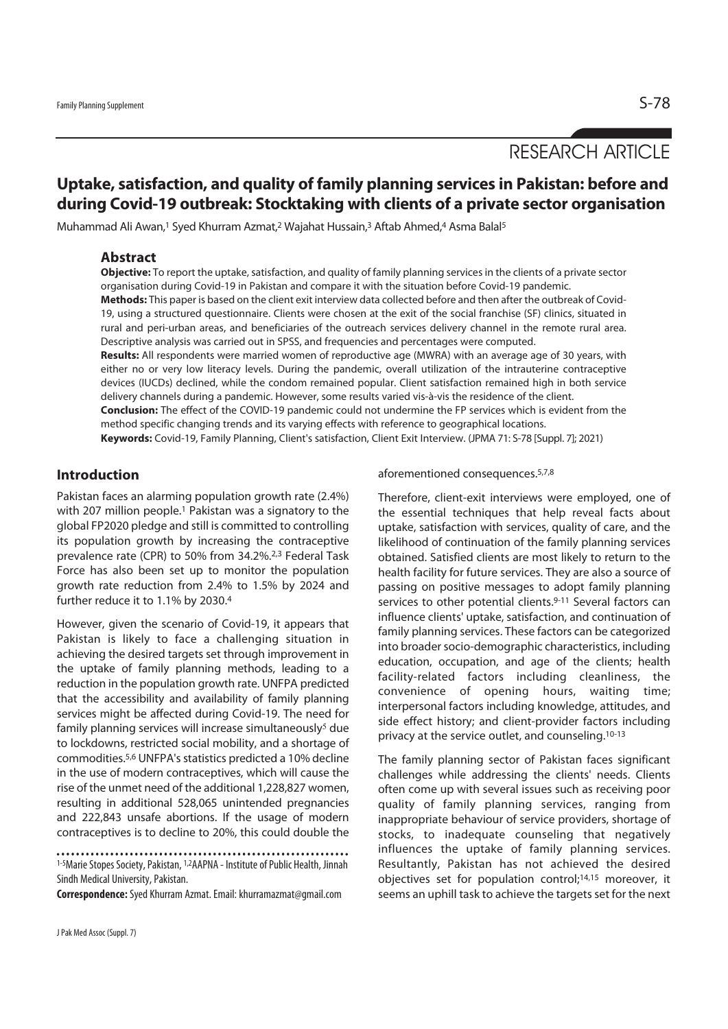RESEARCH ARTICLE

# Uptake, satisfaction, and quality of family planning services in Pakistan: before and during Covid-19 outbreak: Stocktaking with clients of a private sector organisation

Muhammad Ali Awan,[1] Syed Khurram Azmat,[2] Wajahat Hussain,[3] Aftab Ahmed,[4] Asma Balal[5]

## Abstract

**Objective:** To report the uptake, satisfaction, and quality of family planning services in the clients of a private sector organisation during Covid-19 in Pakistan and compare it with the situation before Covid-19 pandemic.

**Methods:** This paper is based on the client exit interview data collected before and then after the outbreak of Covid-19, using a structured questionnaire. Clients were chosen at the exit of the social franchise (SF) clinics, situated in rural and peri-urban areas, and beneficiaries of the outreach services delivery channel in the remote rural area. Descriptive analysis was carried out in SPSS, and frequencies and percentages were computed.

**Results:** All respondents were married women of reproductive age (MWRA) with an average age of 30 years, with either no or very low literacy levels. During the pandemic, overall utilization of the intrauterine contraceptive devices (IUCDs) declined, while the condom remained popular. Client satisfaction remained high in both service delivery channels during a pandemic. However, some results varied vis-à-vis the residence of the client.

**Conclusion:** The effect of the COVID-19 pandemic could not undermine the FP services which is evident from the method specific changing trends and its varying effects with reference to geographical locations.

**Keywords:** Covid-19, Family Planning, Client's satisfaction, Client Exit Interview. (JPMA 71: S-78 [Suppl. 7]; 2021)

## Introduction

Pakistan faces an alarming population growth rate (2.4%) with 207 million people.[1] Pakistan was a signatory to the global FP2020 pledge and still is committed to controlling its population growth by increasing the contraceptive prevalence rate (CPR) to 50% from 34.2%.[2,3] Federal Task Force has also been set up to monitor the population growth rate reduction from 2.4% to 1.5% by 2024 and further reduce it to 1.1% by 2030.[4]

However, given the scenario of Covid-19, it appears that Pakistan is likely to face a challenging situation in achieving the desired targets set through improvement in the uptake of family planning methods, leading to a reduction in the population growth rate. UNFPA predicted that the accessibility and availability of family planning services might be affected during Covid-19. The need for family planning services will increase simultaneously[5] due to lockdowns, restricted social mobility, and a shortage of commodities.[5,6] UNFPA's statistics predicted a 10% decline in the use of modern contraceptives, which will cause the rise of the unmet need of the additional 1,228,827 women, resulting in additional 528,065 unintended pregnancies and 222,843 unsafe abortions. If the usage of modern contraceptives is to decline to 20%, this could double the aforementioned consequences.[5,7,8]

Therefore, client-exit interviews were employed, one of the essential techniques that help reveal facts about uptake, satisfaction with services, quality of care, and the likelihood of continuation of the family planning services obtained. Satisfied clients are most likely to return to the health facility for future services. They are also a source of passing on positive messages to adopt family planning services to other potential clients.[9-11] Several factors can influence clients' uptake, satisfaction, and continuation of family planning services. These factors can be categorized into broader socio-demographic characteristics, including education, occupation, and age of the clients; health facility-related factors including cleanliness, the convenience of opening hours, waiting time; interpersonal factors including knowledge, attitudes, and side effect history; and client-provider factors including privacy at the service outlet, and counseling.[10-13]

The family planning sector of Pakistan faces significant challenges while addressing the clients' needs. Clients often come up with several issues such as receiving poor quality of family planning services, ranging from inappropriate behaviour of service providers, shortage of stocks, to inadequate counseling that negatively influences the uptake of family planning services. Resultantly, Pakistan has not achieved the desired objectives set for population control;[14,15] moreover, it seems an uphill task to achieve the targets set for the next

[1-5]Marie Stopes Society, Pakistan, [1,2]AAPNA - Institute of Public Health, Jinnah Sindh Medical University, Pakistan.

**Correspondence:** Syed Khurram Azmat. Email: khurramazmat@gmail.com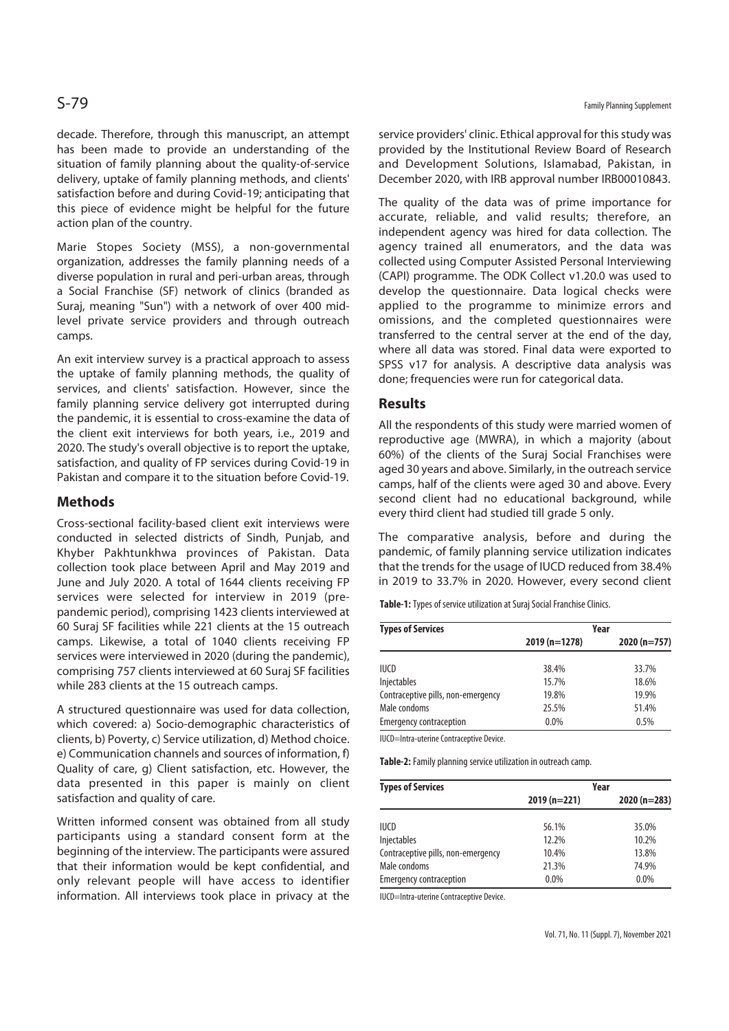decade. Therefore, through this manuscript, an attempt has been made to provide an understanding of the situation of family planning about the quality-of-service delivery, uptake of family planning methods, and clients' satisfaction before and during Covid-19; anticipating that this piece of evidence might be helpful for the future action plan of the country.

Marie Stopes Society (MSS), a non-governmental organization, addresses the family planning needs of a diverse population in rural and peri-urban areas, through a Social Franchise (SF) network of clinics (branded as Suraj, meaning "Sun") with a network of over 400 mid-level private service providers and through outreach camps.

An exit interview survey is a practical approach to assess the uptake of family planning methods, the quality of services, and clients' satisfaction. However, since the family planning service delivery got interrupted during the pandemic, it is essential to cross-examine the data of the client exit interviews for both years, i.e., 2019 and 2020. The study's overall objective is to report the uptake, satisfaction, and quality of FP services during Covid-19 in Pakistan and compare it to the situation before Covid-19.

## Methods

Cross-sectional facility-based client exit interviews were conducted in selected districts of Sindh, Punjab, and Khyber Pakhtunkhwa provinces of Pakistan. Data collection took place between April and May 2019 and June and July 2020. A total of 1644 clients receiving FP services were selected for interview in 2019 (pre-pandemic period), comprising 1423 clients interviewed at 60 Suraj SF facilities while 221 clients at the 15 outreach camps. Likewise, a total of 1040 clients receiving FP services were interviewed in 2020 (during the pandemic), comprising 757 clients interviewed at 60 Suraj SF facilities while 283 clients at the 15 outreach camps.

A structured questionnaire was used for data collection, which covered: a) Socio-demographic characteristics of clients, b) Poverty, c) Service utilization, d) Method choice. e) Communication channels and sources of information, f) Quality of care, g) Client satisfaction, etc. However, the data presented in this paper is mainly on client satisfaction and quality of care.

Written informed consent was obtained from all study participants using a standard consent form at the beginning of the interview. The participants were assured that their information would be kept confidential, and only relevant people will have access to identifier information. All interviews took place in privacy at the service providers' clinic. Ethical approval for this study was provided by the Institutional Review Board of Research and Development Solutions, Islamabad, Pakistan, in December 2020, with IRB approval number IRB00010843.

The quality of the data was of prime importance for accurate, reliable, and valid results; therefore, an independent agency was hired for data collection. The agency trained all enumerators, and the data was collected using Computer Assisted Personal Interviewing (CAPI) programme. The ODK Collect v1.20.0 was used to develop the questionnaire. Data logical checks were applied to the programme to minimize errors and omissions, and the completed questionnaires were transferred to the central server at the end of the day, where all data was stored. Final data were exported to SPSS v17 for analysis. A descriptive data analysis was done; frequencies were run for categorical data.

## Results

All the respondents of this study were married women of reproductive age (MWRA), in which a majority (about 60%) of the clients of the Suraj Social Franchises were aged 30 years and above. Similarly, in the outreach service camps, half of the clients were aged 30 and above. Every second client had no educational background, while every third client had studied till grade 5 only.

The comparative analysis, before and during the pandemic, of family planning service utilization indicates that the trends for the usage of IUCD reduced from 38.4% in 2019 to 33.7% in 2020. However, every second client

**Table-1:** Types of service utilization at Suraj Social Franchise Clinics.

| Types of Services | Year | |
|---|---|---|
| | 2019 (n=1278) | 2020 (n=757) |
| IUCD | 38.4% | 33.7% |
| Injectables | 15.7% | 18.6% |
| Contraceptive pills, non-emergency | 19.8% | 19.9% |
| Male condoms | 25.5% | 51.4% |
| Emergency contraception | 0.0% | 0.5% |

IUCD=Intra-uterine Contraceptive Device.

**Table-2:** Family planning service utilization in outreach camp.

| Types of Services | Year | |
|---|---|---|
| | 2019 (n=221) | 2020 (n=283) |
| IUCD | 56.1% | 35.0% |
| Injectables | 12.2% | 10.2% |
| Contraceptive pills, non-emergency | 10.4% | 13.8% |
| Male condoms | 21.3% | 74.9% |
| Emergency contraception | 0.0% | 0.0% |

IUCD=Intra-uterine Contraceptive Device.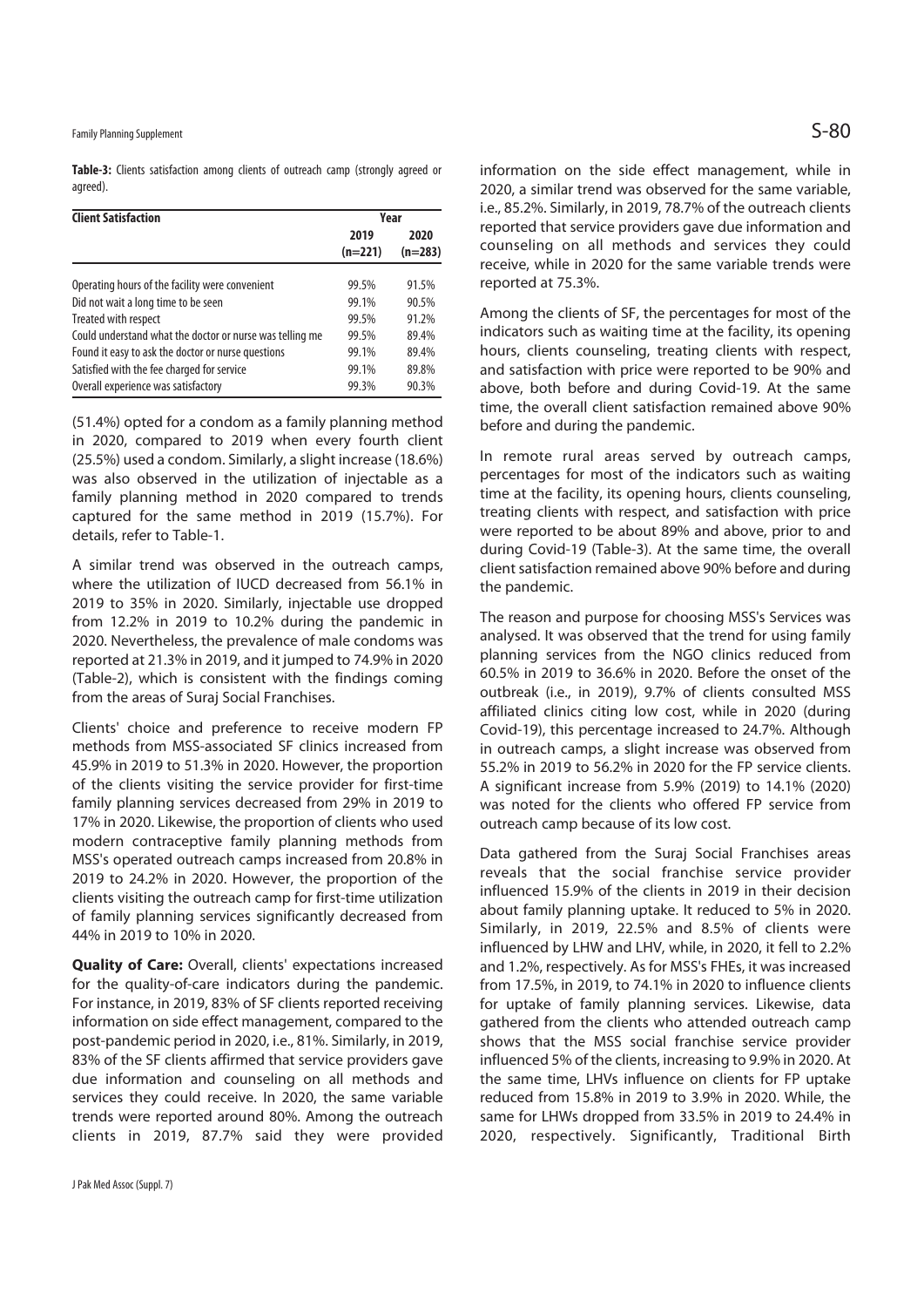**Table-3:** Clients satisfaction among clients of outreach camp (strongly agreed or agreed).

| Client Satisfaction | Year | |
|---|---|---|
| | 2019 (n=221) | 2020 (n=283) |
| Operating hours of the facility were convenient | 99.5% | 91.5% |
| Did not wait a long time to be seen | 99.1% | 90.5% |
| Treated with respect | 99.5% | 91.2% |
| Could understand what the doctor or nurse was telling me | 99.5% | 89.4% |
| Found it easy to ask the doctor or nurse questions | 99.1% | 89.4% |
| Satisfied with the fee charged for service | 99.1% | 89.8% |
| Overall experience was satisfactory | 99.3% | 90.3% |

(51.4%) opted for a condom as a family planning method in 2020, compared to 2019 when every fourth client (25.5%) used a condom. Similarly, a slight increase (18.6%) was also observed in the utilization of injectable as a family planning method in 2020 compared to trends captured for the same method in 2019 (15.7%). For details, refer to Table-1.

A similar trend was observed in the outreach camps, where the utilization of IUCD decreased from 56.1% in 2019 to 35% in 2020. Similarly, injectable use dropped from 12.2% in 2019 to 10.2% during the pandemic in 2020. Nevertheless, the prevalence of male condoms was reported at 21.3% in 2019, and it jumped to 74.9% in 2020 (Table-2), which is consistent with the findings coming from the areas of Suraj Social Franchises.

Clients' choice and preference to receive modern FP methods from MSS-associated SF clinics increased from 45.9% in 2019 to 51.3% in 2020. However, the proportion of the clients visiting the service provider for first-time family planning services decreased from 29% in 2019 to 17% in 2020. Likewise, the proportion of clients who used modern contraceptive family planning methods from MSS's operated outreach camps increased from 20.8% in 2019 to 24.2% in 2020. However, the proportion of the clients visiting the outreach camp for first-time utilization of family planning services significantly decreased from 44% in 2019 to 10% in 2020.

**Quality of Care:** Overall, clients' expectations increased for the quality-of-care indicators during the pandemic. For instance, in 2019, 83% of SF clients reported receiving information on side effect management, compared to the post-pandemic period in 2020, i.e., 81%. Similarly, in 2019, 83% of the SF clients affirmed that service providers gave due information and counseling on all methods and services they could receive. In 2020, the same variable trends were reported around 80%. Among the outreach clients in 2019, 87.7% said they were provided information on the side effect management, while in 2020, a similar trend was observed for the same variable, i.e., 85.2%. Similarly, in 2019, 78.7% of the outreach clients reported that service providers gave due information and counseling on all methods and services they could receive, while in 2020 for the same variable trends were reported at 75.3%.

Among the clients of SF, the percentages for most of the indicators such as waiting time at the facility, its opening hours, clients counseling, treating clients with respect, and satisfaction with price were reported to be 90% and above, both before and during Covid-19. At the same time, the overall client satisfaction remained above 90% before and during the pandemic.

In remote rural areas served by outreach camps, percentages for most of the indicators such as waiting time at the facility, its opening hours, clients counseling, treating clients with respect, and satisfaction with price were reported to be about 89% and above, prior to and during Covid-19 (Table-3). At the same time, the overall client satisfaction remained above 90% before and during the pandemic.

The reason and purpose for choosing MSS's Services was analysed. It was observed that the trend for using family planning services from the NGO clinics reduced from 60.5% in 2019 to 36.6% in 2020. Before the onset of the outbreak (i.e., in 2019), 9.7% of clients consulted MSS affiliated clinics citing low cost, while in 2020 (during Covid-19), this percentage increased to 24.7%. Although in outreach camps, a slight increase was observed from 55.2% in 2019 to 56.2% in 2020 for the FP service clients. A significant increase from 5.9% (2019) to 14.1% (2020) was noted for the clients who offered FP service from outreach camp because of its low cost.

Data gathered from the Suraj Social Franchises areas reveals that the social franchise service provider influenced 15.9% of the clients in 2019 in their decision about family planning uptake. It reduced to 5% in 2020. Similarly, in 2019, 22.5% and 8.5% of clients were influenced by LHW and LHV, while, in 2020, it fell to 2.2% and 1.2%, respectively. As for MSS's FHEs, it was increased from 17.5%, in 2019, to 74.1% in 2020 to influence clients for uptake of family planning services. Likewise, data gathered from the clients who attended outreach camp shows that the MSS social franchise service provider influenced 5% of the clients, increasing to 9.9% in 2020. At the same time, LHVs influence on clients for FP uptake reduced from 15.8% in 2019 to 3.9% in 2020. While, the same for LHWs dropped from 33.5% in 2019 to 24.4% in 2020, respectively. Significantly, Traditional Birth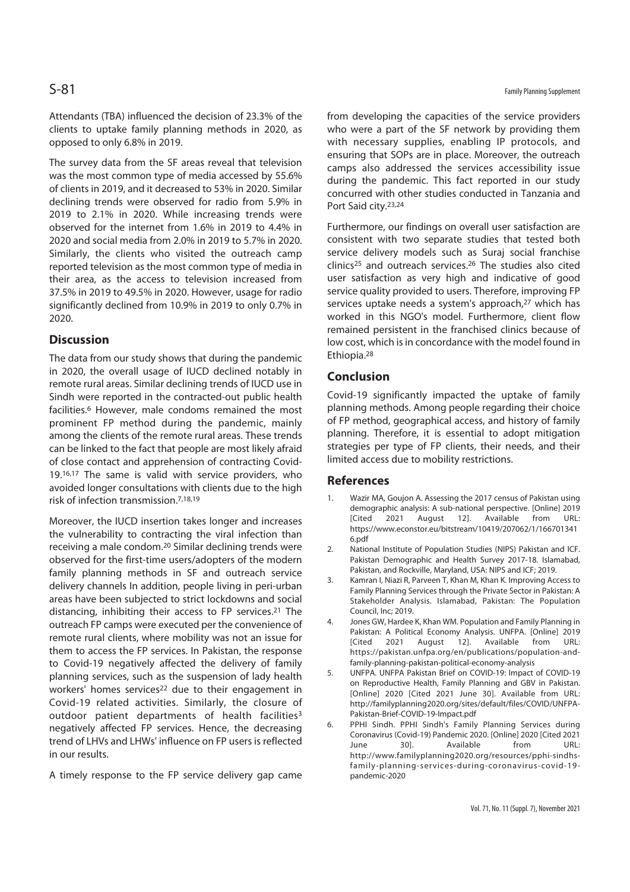Attendants (TBA) influenced the decision of 23.3% of the clients to uptake family planning methods in 2020, as opposed to only 6.8% in 2019.

The survey data from the SF areas reveal that television was the most common type of media accessed by 55.6% of clients in 2019, and it decreased to 53% in 2020. Similar declining trends were observed for radio from 5.9% in 2019 to 2.1% in 2020. While increasing trends were observed for the internet from 1.6% in 2019 to 4.4% in 2020 and social media from 2.0% in 2019 to 5.7% in 2020. Similarly, the clients who visited the outreach camp reported television as the most common type of media in their area, as the access to television increased from 37.5% in 2019 to 49.5% in 2020. However, usage for radio significantly declined from 10.9% in 2019 to only 0.7% in 2020.

## Discussion

The data from our study shows that during the pandemic in 2020, the overall usage of IUCD declined notably in remote rural areas. Similar declining trends of IUCD use in Sindh were reported in the contracted-out public health facilities.[6] However, male condoms remained the most prominent FP method during the pandemic, mainly among the clients of the remote rural areas. These trends can be linked to the fact that people are most likely afraid of close contact and apprehension of contracting Covid-19.[16,17] The same is valid with service providers, who avoided longer consultations with clients due to the high risk of infection transmission.[7,18,19]

Moreover, the IUCD insertion takes longer and increases the vulnerability to contracting the viral infection than receiving a male condom.[20] Similar declining trends were observed for the first-time users/adopters of the modern family planning methods in SF and outreach service delivery channels In addition, people living in peri-urban areas have been subjected to strict lockdowns and social distancing, inhibiting their access to FP services.[21] The outreach FP camps were executed per the convenience of remote rural clients, where mobility was not an issue for them to access the FP services. In Pakistan, the response to Covid-19 negatively affected the delivery of family planning services, such as the suspension of lady health workers' homes services[22] due to their engagement in Covid-19 related activities. Similarly, the closure of outdoor patient departments of health facilities[3] negatively affected FP services. Hence, the decreasing trend of LHVs and LHWs' influence on FP users is reflected in our results.

A timely response to the FP service delivery gap came from developing the capacities of the service providers who were a part of the SF network by providing them with necessary supplies, enabling IP protocols, and ensuring that SOPs are in place. Moreover, the outreach camps also addressed the services accessibility issue during the pandemic. This fact reported in our study concurred with other studies conducted in Tanzania and Port Said city.[23,24]

Furthermore, our findings on overall user satisfaction are consistent with two separate studies that tested both service delivery models such as Suraj social franchise clinics[25] and outreach services.[26] The studies also cited user satisfaction as very high and indicative of good service quality provided to users. Therefore, improving FP services uptake needs a system's approach,[27] which has worked in this NGO's model. Furthermore, client flow remained persistent in the franchised clinics because of low cost, which is in concordance with the model found in Ethiopia.[28]

## Conclusion

Covid-19 significantly impacted the uptake of family planning methods. Among people regarding their choice of FP method, geographical access, and history of family planning. Therefore, it is essential to adopt mitigation strategies per type of FP clients, their needs, and their limited access due to mobility restrictions.

## References

1. Wazir MA, Goujon A. Assessing the 2017 census of Pakistan using demographic analysis: A sub-national perspective. [Online] 2019 [Cited 2021 August 12]. Available from URL: https://www.econstor.eu/bitstream/10419/207062/1/1667013416.pdf
2. National Institute of Population Studies (NIPS) Pakistan and ICF. Pakistan Demographic and Health Survey 2017-18. Islamabad, Pakistan, and Rockville, Maryland, USA: NIPS and ICF; 2019.
3. Kamran I, Niazi R, Parveen T, Khan M, Khan K. Improving Access to Family Planning Services through the Private Sector in Pakistan: A Stakeholder Analysis. Islamabad, Pakistan: The Population Council, Inc; 2019.
4. Jones GW, Hardee K, Khan WM. Population and Family Planning in Pakistan: A Political Economy Analysis. UNFPA. [Online] 2019 [Cited 2021 August 12]. Available from URL: https://pakistan.unfpa.org/en/publications/population-and-family-planning-pakistan-political-economy-analysis
5. UNFPA. UNFPA Pakistan Brief on COVID-19: Impact of COVID-19 on Reproductive Health, Family Planning and GBV in Pakistan. [Online] 2020 [Cited 2021 June 30]. Available from URL: http://familyplanning2020.org/sites/default/files/COVID/UNFPA-Pakistan-Brief-COVID-19-Impact.pdf
6. PPHI Sindh. PPHI Sindh's Family Planning Services during Coronavirus (Covid-19) Pandemic 2020. [Online] 2020 [Cited 2021 June 30]. Available from URL: http://www.familyplanning2020.org/resources/pphi-sindhs-family-planning-services-during-coronavirus-covid-19-pandemic-2020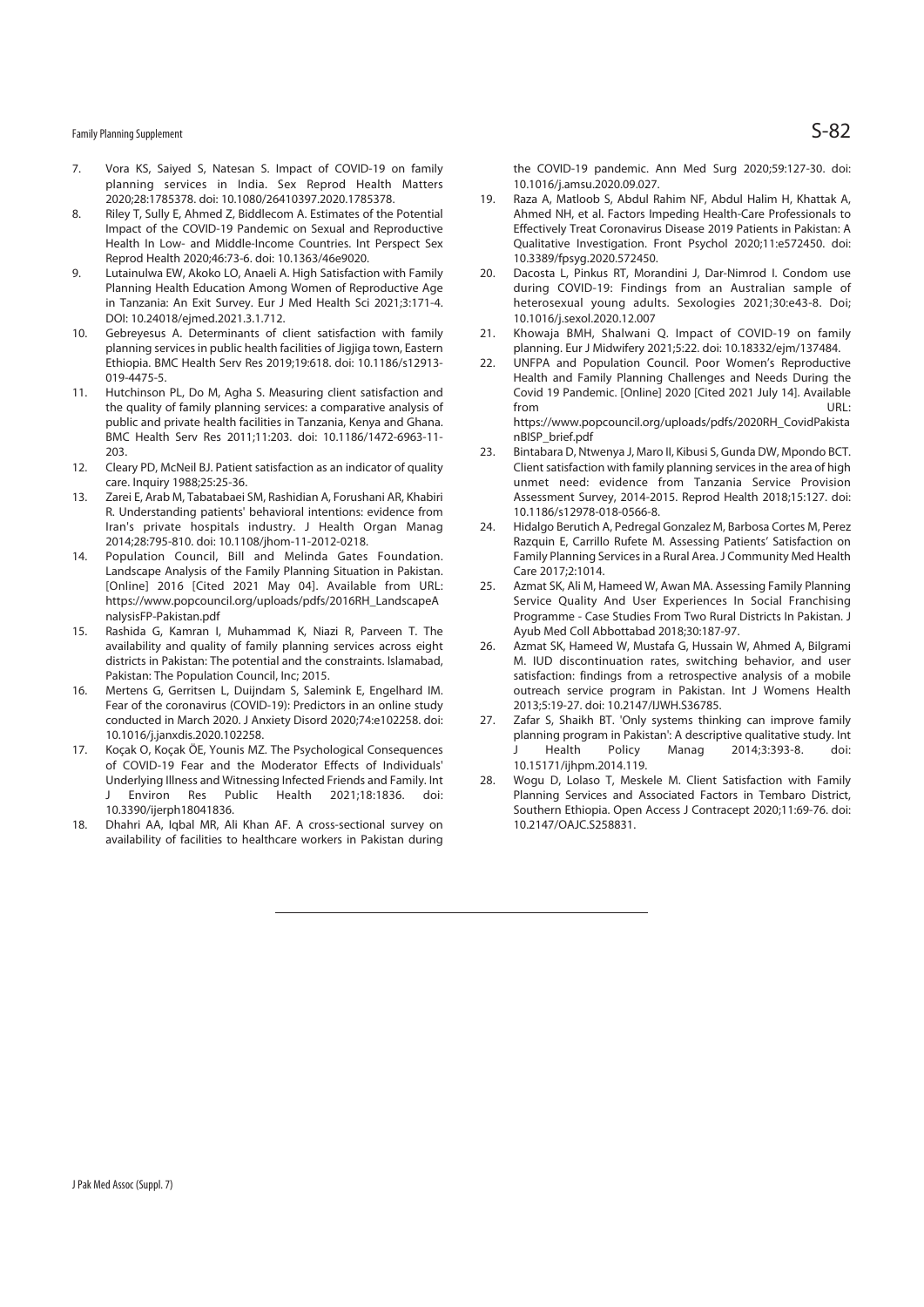7. Vora KS, Saiyed S, Natesan S. Impact of COVID-19 on family planning services in India. Sex Reprod Health Matters 2020;28:1785378. doi: 10.1080/26410397.2020.1785378.
8. Riley T, Sully E, Ahmed Z, Biddlecom A. Estimates of the Potential Impact of the COVID-19 Pandemic on Sexual and Reproductive Health In Low- and Middle-Income Countries. Int Perspect Sex Reprod Health 2020;46:73-6. doi: 10.1363/46e9020.
9. Lutainulwa EW, Akoko LO, Anaeli A. High Satisfaction with Family Planning Health Education Among Women of Reproductive Age in Tanzania: An Exit Survey. Eur J Med Health Sci 2021;3:171-4. DOI: 10.24018/ejmed.2021.3.1.712.
10. Gebreyesus A. Determinants of client satisfaction with family planning services in public health facilities of Jigjiga town, Eastern Ethiopia. BMC Health Serv Res 2019;19:618. doi: 10.1186/s12913-019-4475-5.
11. Hutchinson PL, Do M, Agha S. Measuring client satisfaction and the quality of family planning services: a comparative analysis of public and private health facilities in Tanzania, Kenya and Ghana. BMC Health Serv Res 2011;11:203. doi: 10.1186/1472-6963-11-203.
12. Cleary PD, McNeil BJ. Patient satisfaction as an indicator of quality care. Inquiry 1988;25:25-36.
13. Zarei E, Arab M, Tabatabaei SM, Rashidian A, Forushani AR, Khabiri R. Understanding patients' behavioral intentions: evidence from Iran's private hospitals industry. J Health Organ Manag 2014;28:795-810. doi: 10.1108/jhom-11-2012-0218.
14. Population Council, Bill and Melinda Gates Foundation. Landscape Analysis of the Family Planning Situation in Pakistan. [Online] 2016 [Cited 2021 May 04]. Available from URL: https://www.popcouncil.org/uploads/pdfs/2016RH_LandscapeAnalysisFP-Pakistan.pdf
15. Rashida G, Kamran I, Muhammad K, Niazi R, Parveen T. The availability and quality of family planning services across eight districts in Pakistan: The potential and the constraints. Islamabad, Pakistan: The Population Council, Inc; 2015.
16. Mertens G, Gerritsen L, Duijndam S, Salemink E, Engelhard IM. Fear of the coronavirus (COVID-19): Predictors in an online study conducted in March 2020. J Anxiety Disord 2020;74:e102258. doi: 10.1016/j.janxdis.2020.102258.
17. Koçak O, Koçak ÖE, Younis MZ. The Psychological Consequences of COVID-19 Fear and the Moderator Effects of Individuals' Underlying Illness and Witnessing Infected Friends and Family. Int J Environ Res Public Health 2021;18:1836. doi: 10.3390/ijerph18041836.
18. Dhahri AA, Iqbal MR, Ali Khan AF. A cross-sectional survey on availability of facilities to healthcare workers in Pakistan during the COVID-19 pandemic. Ann Med Surg 2020;59:127-30. doi: 10.1016/j.amsu.2020.09.027.
19. Raza A, Matloob S, Abdul Rahim NF, Abdul Halim H, Khattak A, Ahmed NH, et al. Factors Impeding Health-Care Professionals to Effectively Treat Coronavirus Disease 2019 Patients in Pakistan: A Qualitative Investigation. Front Psychol 2020;11:e572450. doi: 10.3389/fpsyg.2020.572450.
20. Dacosta L, Pinkus RT, Morandini J, Dar-Nimrod I. Condom use during COVID-19: Findings from an Australian sample of heterosexual young adults. Sexologies 2021;30:e43-8. Doi; 10.1016/j.sexol.2020.12.007
21. Khowaja BMH, Shalwani Q. Impact of COVID-19 on family planning. Eur J Midwifery 2021;5:22. doi: 10.18332/ejm/137484.
22. UNFPA and Population Council. Poor Women's Reproductive Health and Family Planning Challenges and Needs During the Covid 19 Pandemic. [Online] 2020 [Cited 2021 July 14]. Available from URL: https://www.popcouncil.org/uploads/pdfs/2020RH_CovidPakistanBISP_brief.pdf
23. Bintabara D, Ntwenya J, Maro II, Kibusi S, Gunda DW, Mpondo BCT. Client satisfaction with family planning services in the area of high unmet need: evidence from Tanzania Service Provision Assessment Survey, 2014-2015. Reprod Health 2018;15:127. doi: 10.1186/s12978-018-0566-8.
24. Hidalgo Berutich A, Pedregal Gonzalez M, Barbosa Cortes M, Perez Razquin E, Carrillo Rufete M. Assessing Patients' Satisfaction on Family Planning Services in a Rural Area. J Community Med Health Care 2017;2:1014.
25. Azmat SK, Ali M, Hameed W, Awan MA. Assessing Family Planning Service Quality And User Experiences In Social Franchising Programme - Case Studies From Two Rural Districts In Pakistan. J Ayub Med Coll Abbottabad 2018;30:187-97.
26. Azmat SK, Hameed W, Mustafa G, Hussain W, Ahmed A, Bilgrami M. IUD discontinuation rates, switching behavior, and user satisfaction: findings from a retrospective analysis of a mobile outreach service program in Pakistan. Int J Womens Health 2013;5:19-27. doi: 10.2147/IJWH.S36785.
27. Zafar S, Shaikh BT. 'Only systems thinking can improve family planning program in Pakistan': A descriptive qualitative study. Int J Health Policy Manag 2014;3:393-8. doi: 10.15171/ijhpm.2014.119.
28. Wogu D, Lolaso T, Meskele M. Client Satisfaction with Family Planning Services and Associated Factors in Tembaro District, Southern Ethiopia. Open Access J Contracept 2020;11:69-76. doi: 10.2147/OAJC.S258831.